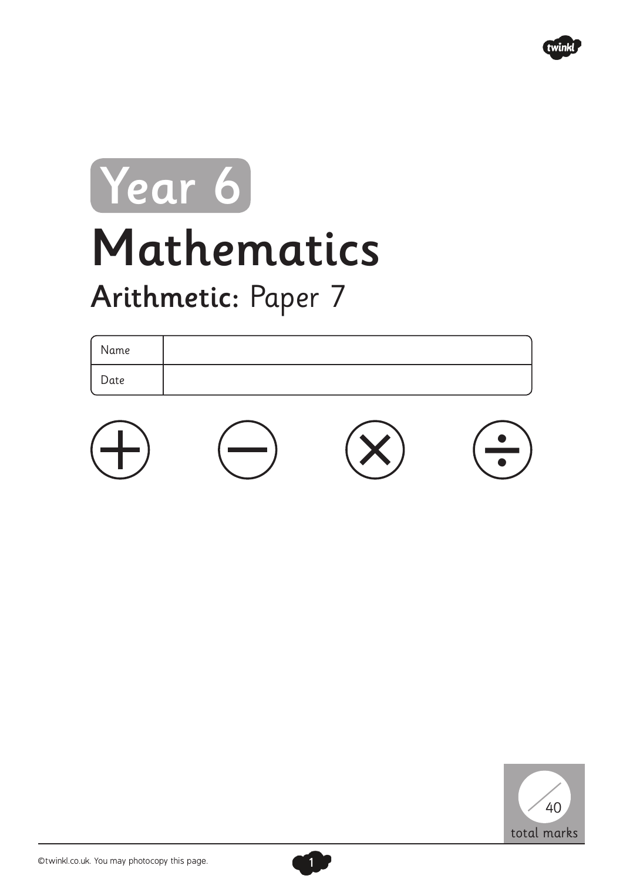# Year 6

# Mathematics

## Arithmetic: Paper 7

| Name | |
|---|---|
| Date | |

+ − × ÷

/40 total marks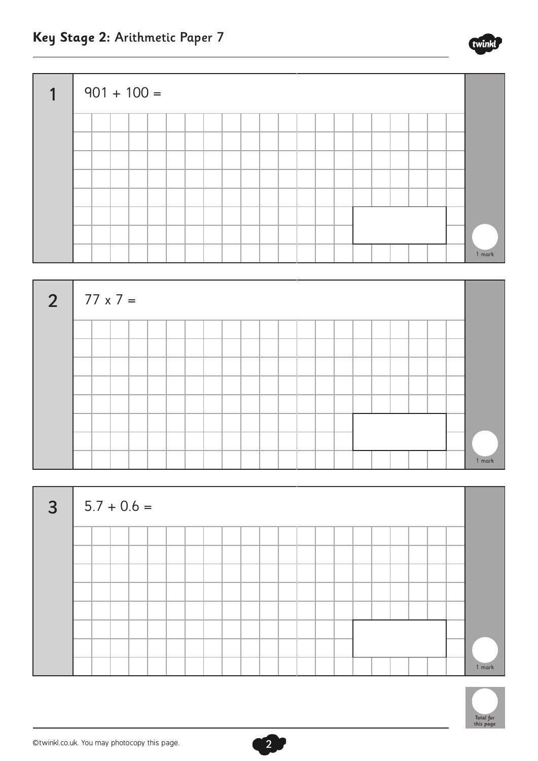## Key Stage 2: Arithmetic Paper 7

**1** $901 + 100 =$

1 mark

**2** $77 \times 7 =$

1 mark

**3** $5.7 + 0.6 =$

1 mark

Total for this page

©twinkl.co.uk. You may photocopy this page.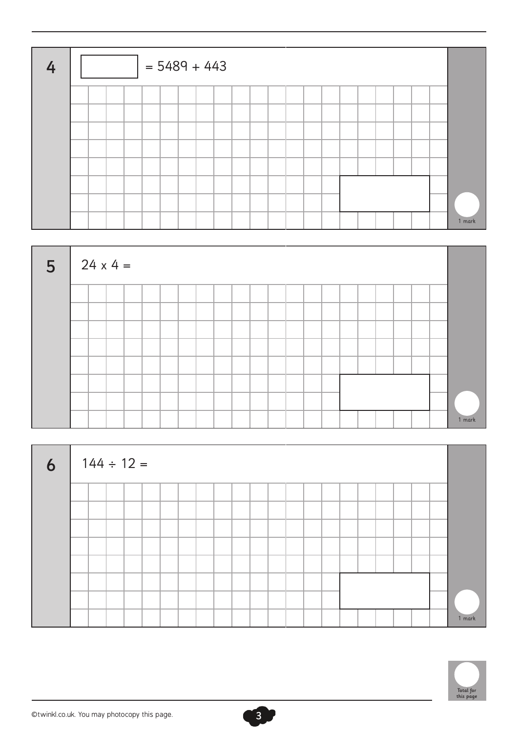**4** $\square = 5489 + 443$

1 mark

**5** $24 \times 4 =$

1 mark

**6** $144 \div 12 =$

1 mark

Total for this page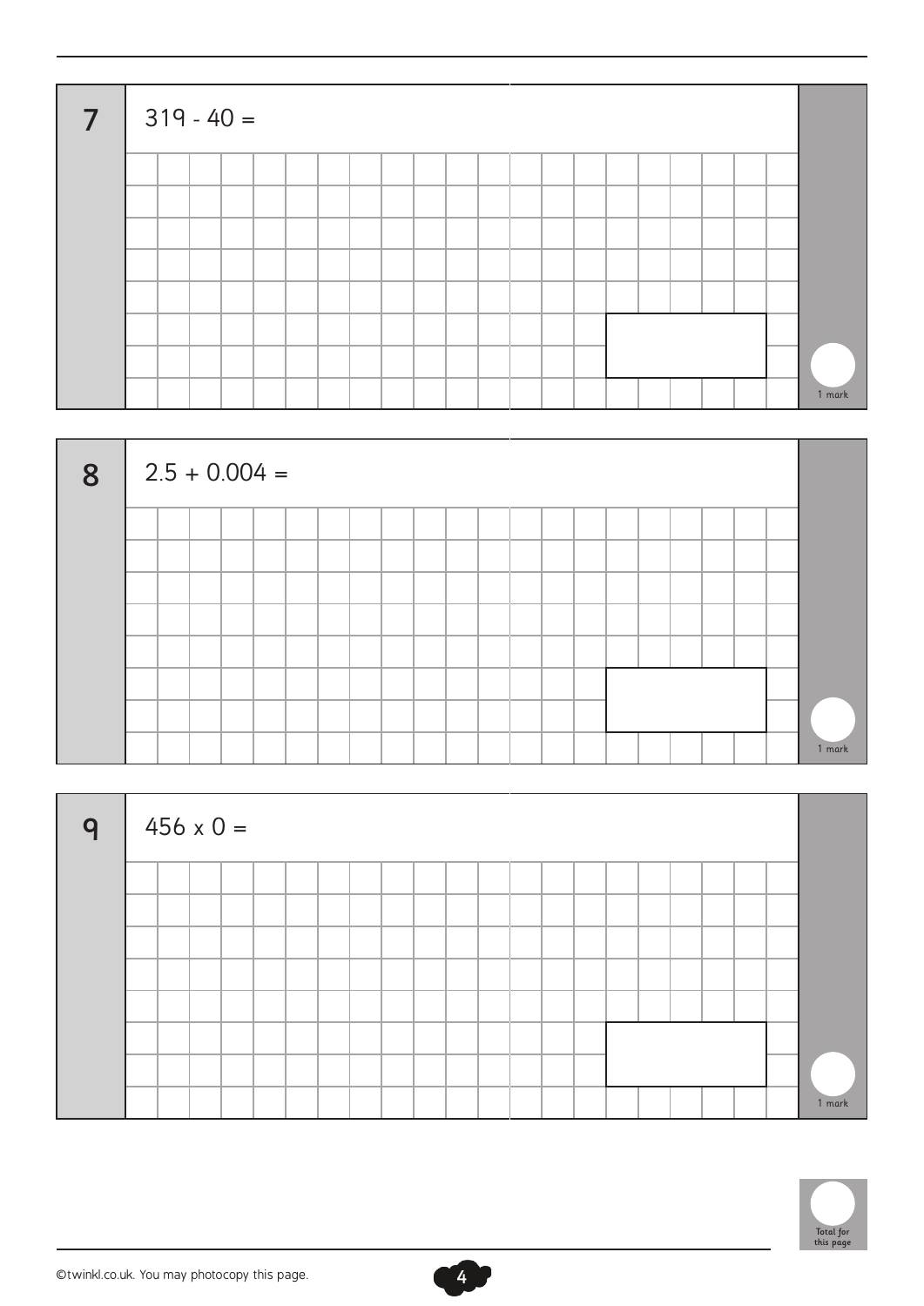**7** $319 - 40 =$

1 mark

**8** $2.5 + 0.004 =$

1 mark

**9** $456 \times 0 =$

1 mark

Total for this page

©twinkl.co.uk. You may photocopy this page.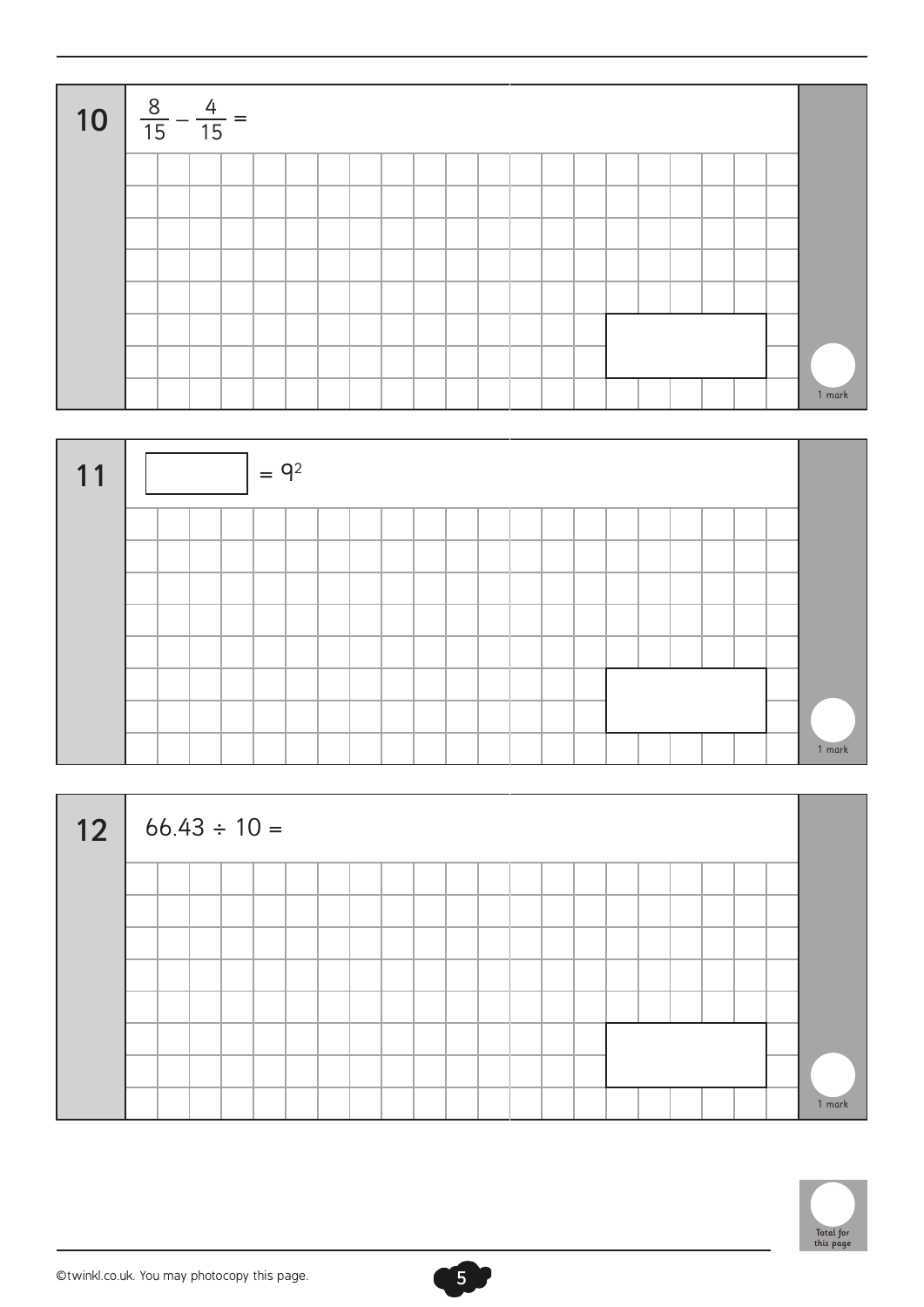**10** $\frac{8}{15} - \frac{4}{15} =$

1 mark

**11** $\square = 9^2$

1 mark

**12** $66.43 \div 10 =$

1 mark

Total for this page

©twinkl.co.uk. You may photocopy this page.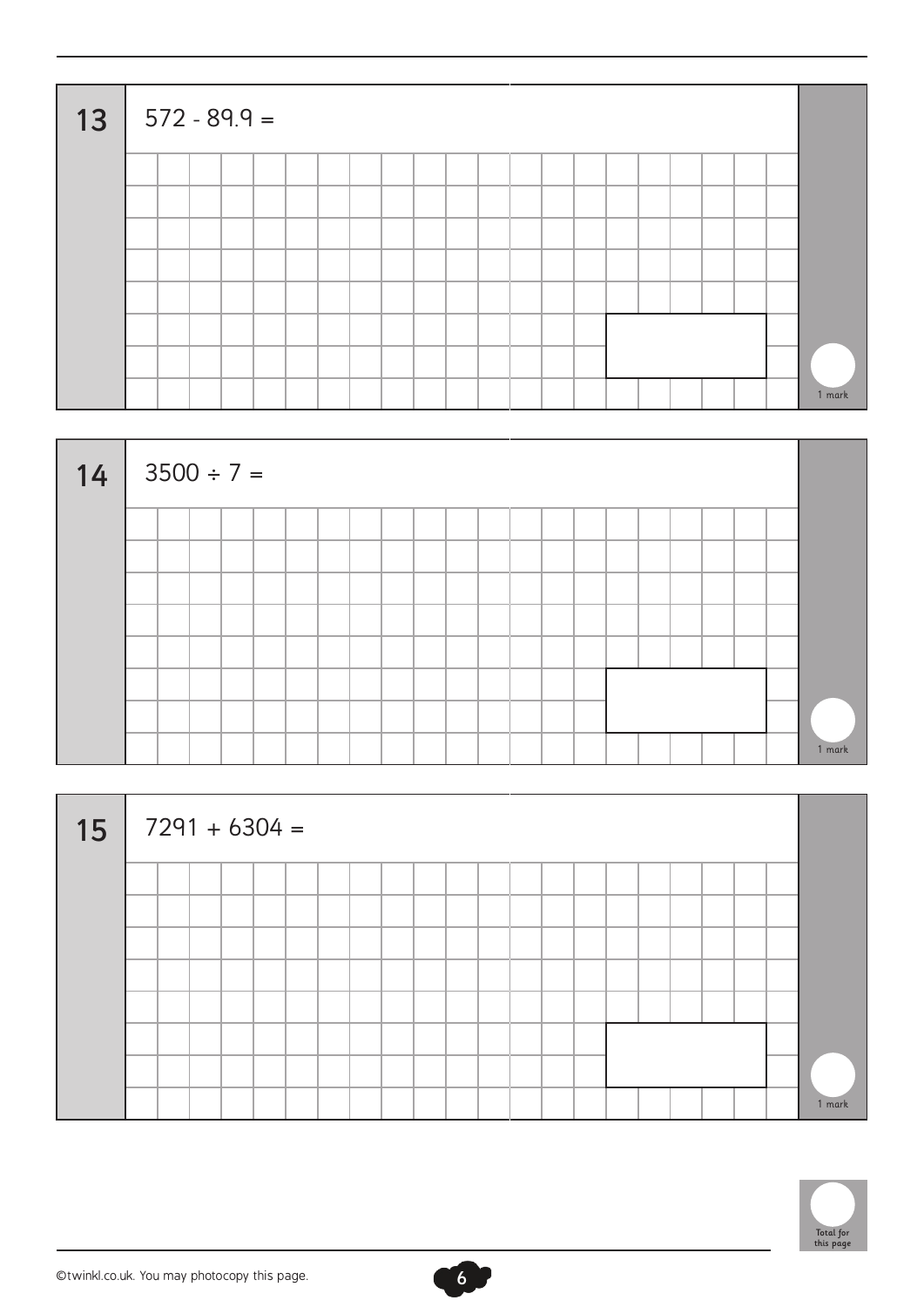**13** $572 - 89.9 =$

1 mark

**14** $3500 \div 7 =$

1 mark

**15** $7291 + 6304 =$

1 mark

Total for this page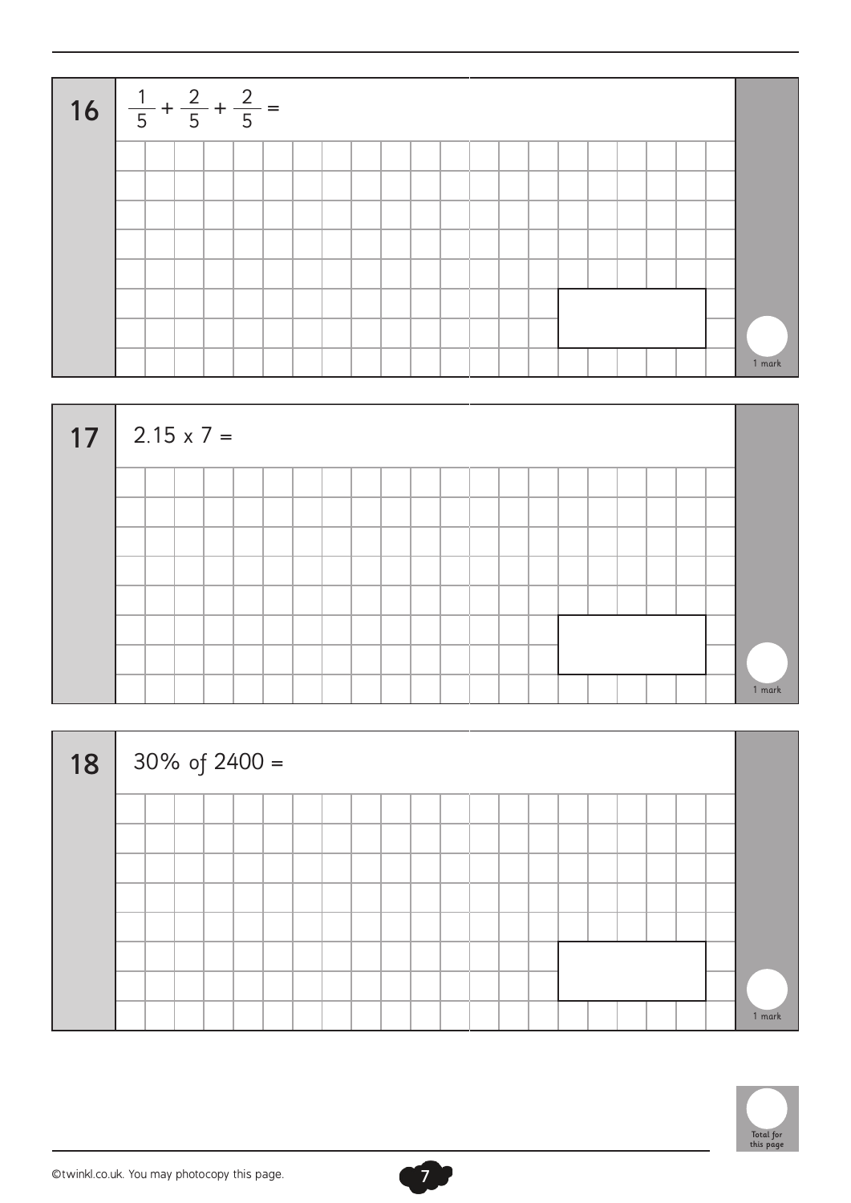**16** $\frac{1}{5} + \frac{2}{5} + \frac{2}{5} =$

1 mark

**17** $2.15 \times 7 =$

1 mark

**18** $30\%$ of $2400 =$

1 mark

Total for this page

©twinkl.co.uk. You may photocopy this page.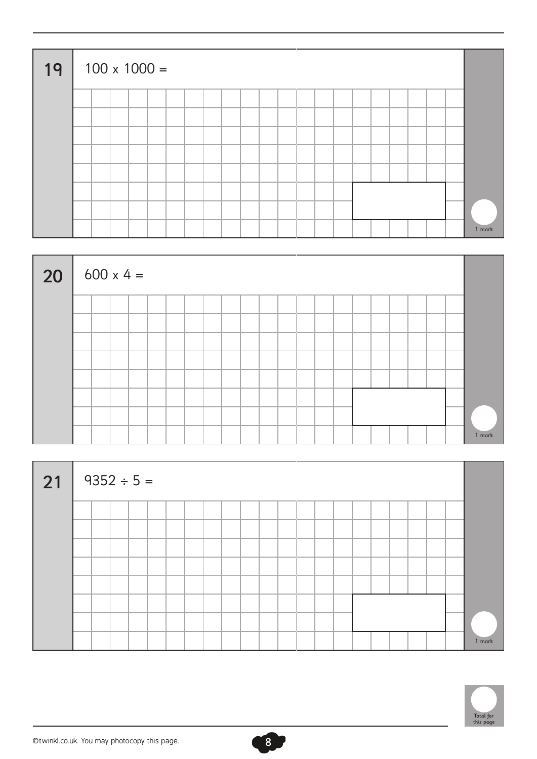**19** $100 \times 1000 =$

1 mark

**20** $600 \times 4 =$

1 mark

**21** $9352 \div 5 =$

1 mark

Total for this page

©twinkl.co.uk. You may photocopy this page.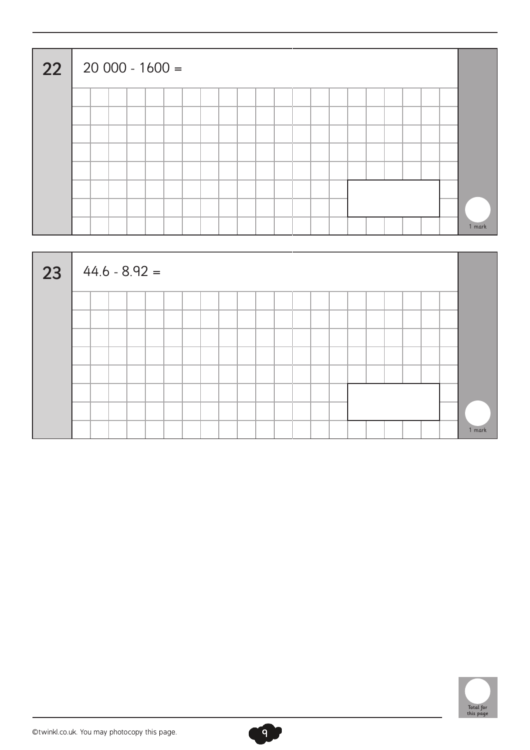**22** $20\,000 - 1600 =$

1 mark

**23** $44.6 - 8.92 =$

1 mark

Total for this page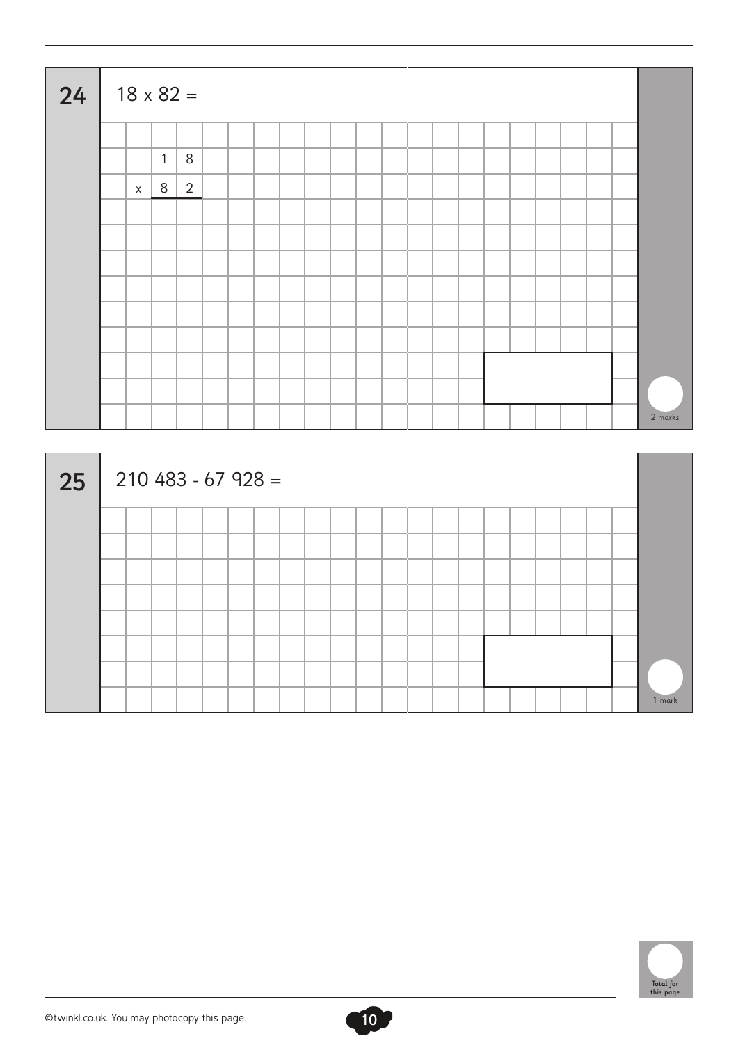**24** $18 \times 82 =$

```
    1 8
  x 8 2
```

2 marks

**25** $210\,483 - 67\,928 =$

1 mark

Total for this page

©twinkl.co.uk. You may photocopy this page.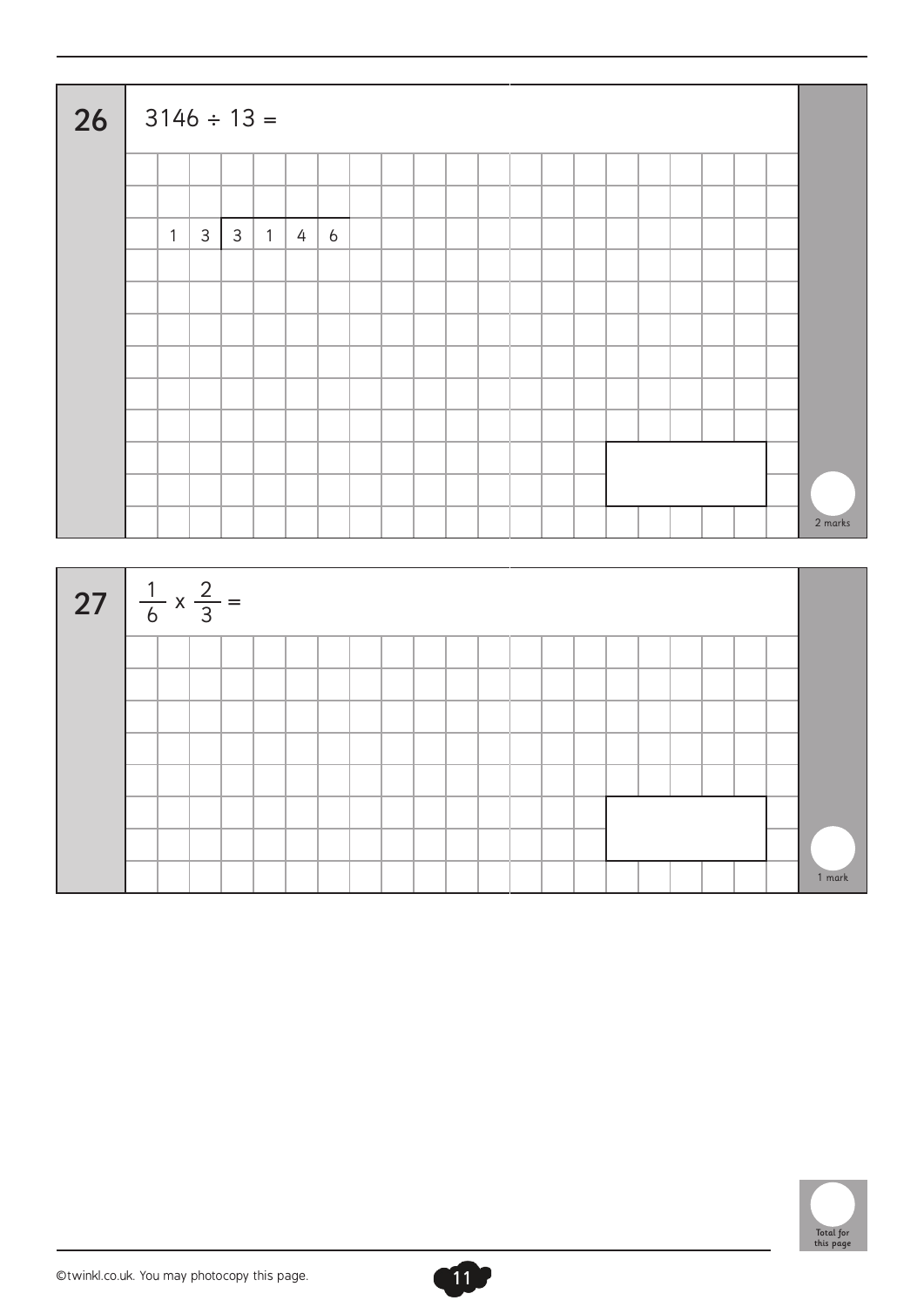**26** $3146 \div 13 =$

$$13 \overline{)3146}$$

2 marks

**27** $\frac{1}{6} \times \frac{2}{3} =$

1 mark

Total for this page

©twinkl.co.uk. You may photocopy this page.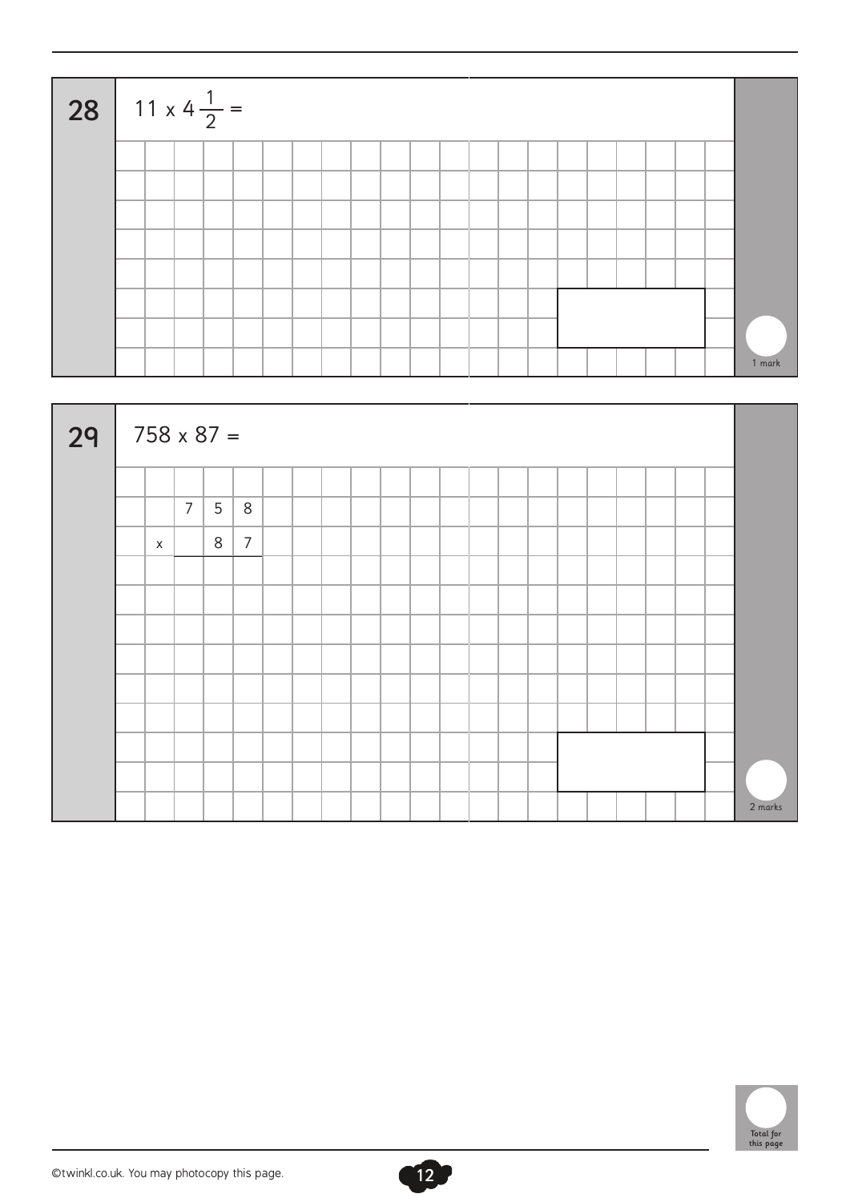**28**

$11 \times 4\frac{1}{2} =$

1 mark

**29**

$758 \times 87 =$

|   | 7 | 5 | 8 |
|---|---|---|---|
| x |   | 8 | 7 |

2 marks

Total for this page

©twinkl.co.uk. You may photocopy this page.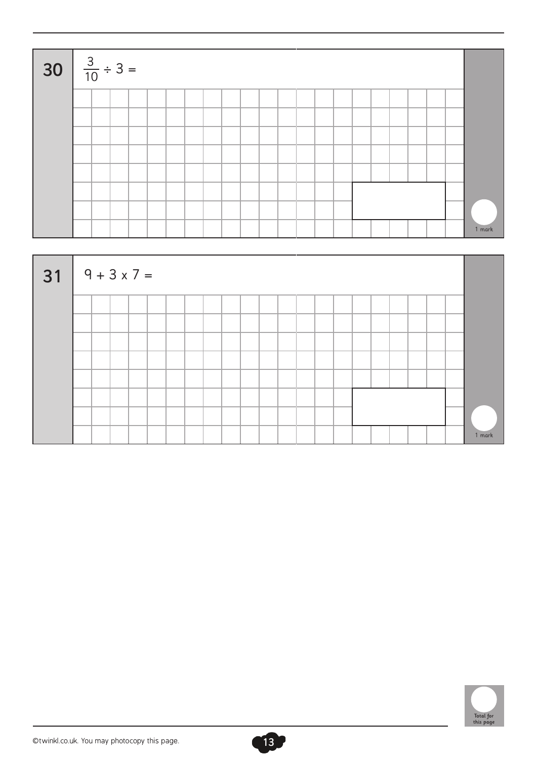**30** $\frac{3}{10} \div 3 =$

1 mark

**31** $9 + 3 \times 7 =$

1 mark

Total for this page

©twinkl.co.uk. You may photocopy this page.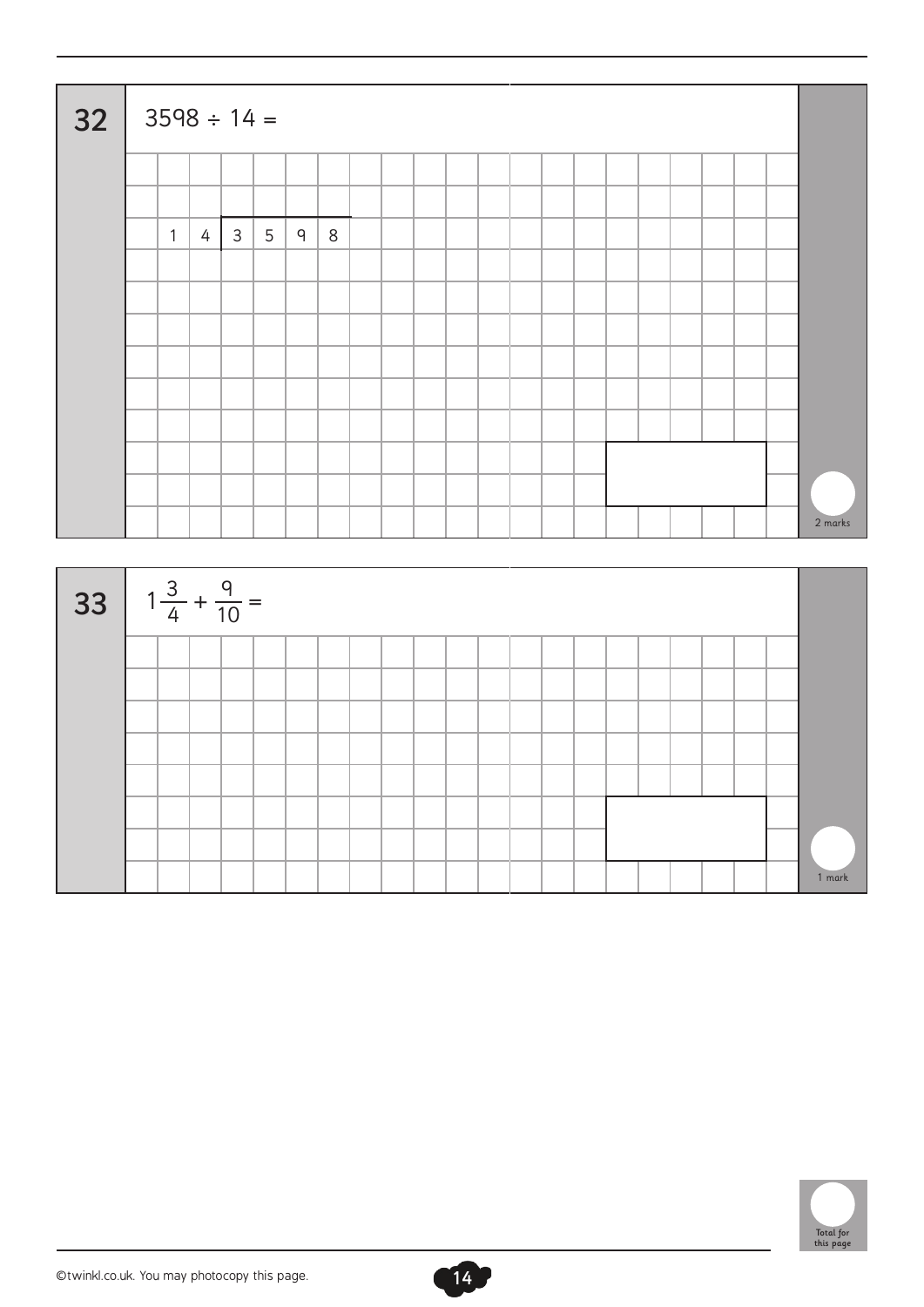**32** $3598 \div 14 =$

$$14 \overline{)3598}$$

2 marks

**33** $1\frac{3}{4} + \frac{9}{10} =$

1 mark

Total for this page

©twinkl.co.uk. You may photocopy this page.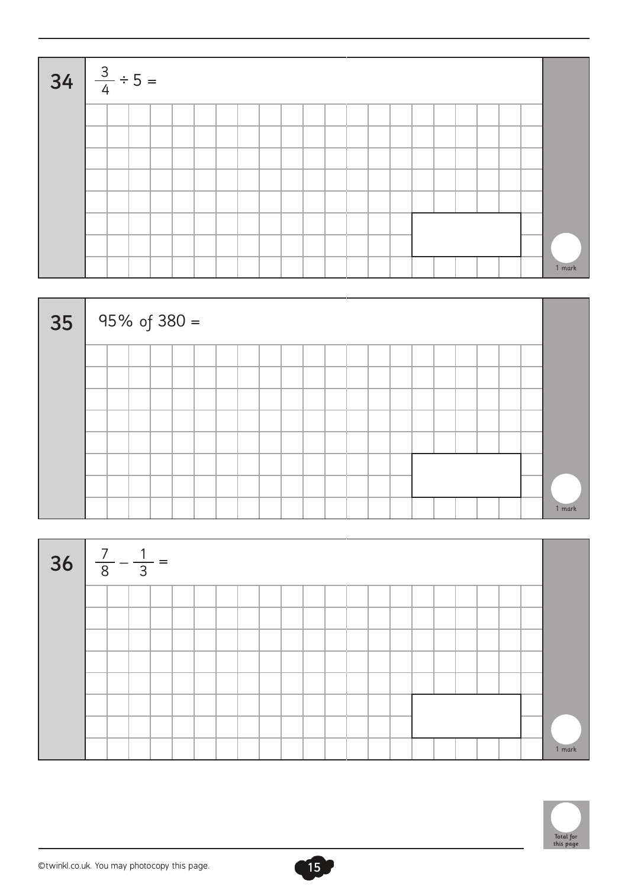**34** $\frac{3}{4} \div 5 =$

1 mark

**35** 95% of 380 =

1 mark

**36** $\frac{7}{8} - \frac{1}{3} =$

1 mark

Total for this page

©twinkl.co.uk. You may photocopy this page.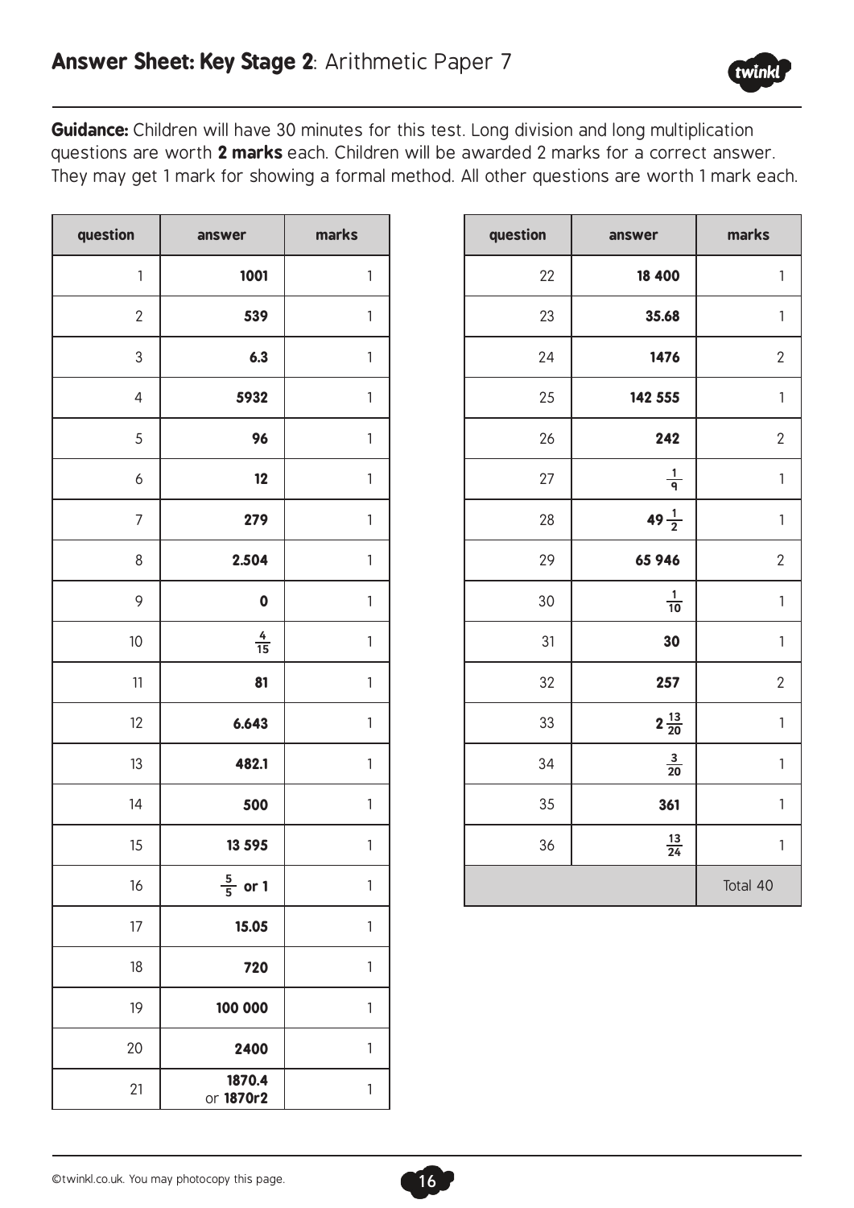# **Answer Sheet: Key Stage 2**: Arithmetic Paper 7

**Guidance:** Children will have 30 minutes for this test. Long division and long multiplication questions are worth **2 marks** each. Children will be awarded 2 marks for a correct answer. They may get 1 mark for showing a formal method. All other questions are worth 1 mark each.

| question | answer | marks |
|---|---|---|
| 1 | **1001** | 1 |
| 2 | **539** | 1 |
| 3 | **6.3** | 1 |
| 4 | **5932** | 1 |
| 5 | **96** | 1 |
| 6 | **12** | 1 |
| 7 | **279** | 1 |
| 8 | **2.504** | 1 |
| 9 | **0** | 1 |
| 10 | $\frac{4}{15}$ | 1 |
| 11 | **81** | 1 |
| 12 | **6.643** | 1 |
| 13 | **482.1** | 1 |
| 14 | **500** | 1 |
| 15 | **13 595** | 1 |
| 16 | $\frac{5}{5}$ **or 1** | 1 |
| 17 | **15.05** | 1 |
| 18 | **720** | 1 |
| 19 | **100 000** | 1 |
| 20 | **2400** | 1 |
| 21 | **1870.4** or **1870r2** | 1 |

| question | answer | marks |
|---|---|---|
| 22 | **18 400** | 1 |
| 23 | **35.68** | 1 |
| 24 | **1476** | 2 |
| 25 | **142 555** | 1 |
| 26 | **242** | 2 |
| 27 | $\frac{1}{9}$ | 1 |
| 28 | $49\frac{1}{2}$ | 1 |
| 29 | **65 946** | 2 |
| 30 | $\frac{1}{10}$ | 1 |
| 31 | **30** | 1 |
| 32 | **257** | 2 |
| 33 | $2\frac{13}{20}$ | 1 |
| 34 | $\frac{3}{20}$ | 1 |
| 35 | **361** | 1 |
| 36 | $\frac{13}{24}$ | 1 |
| | | Total 40 |

©twinkl.co.uk. You may photocopy this page.